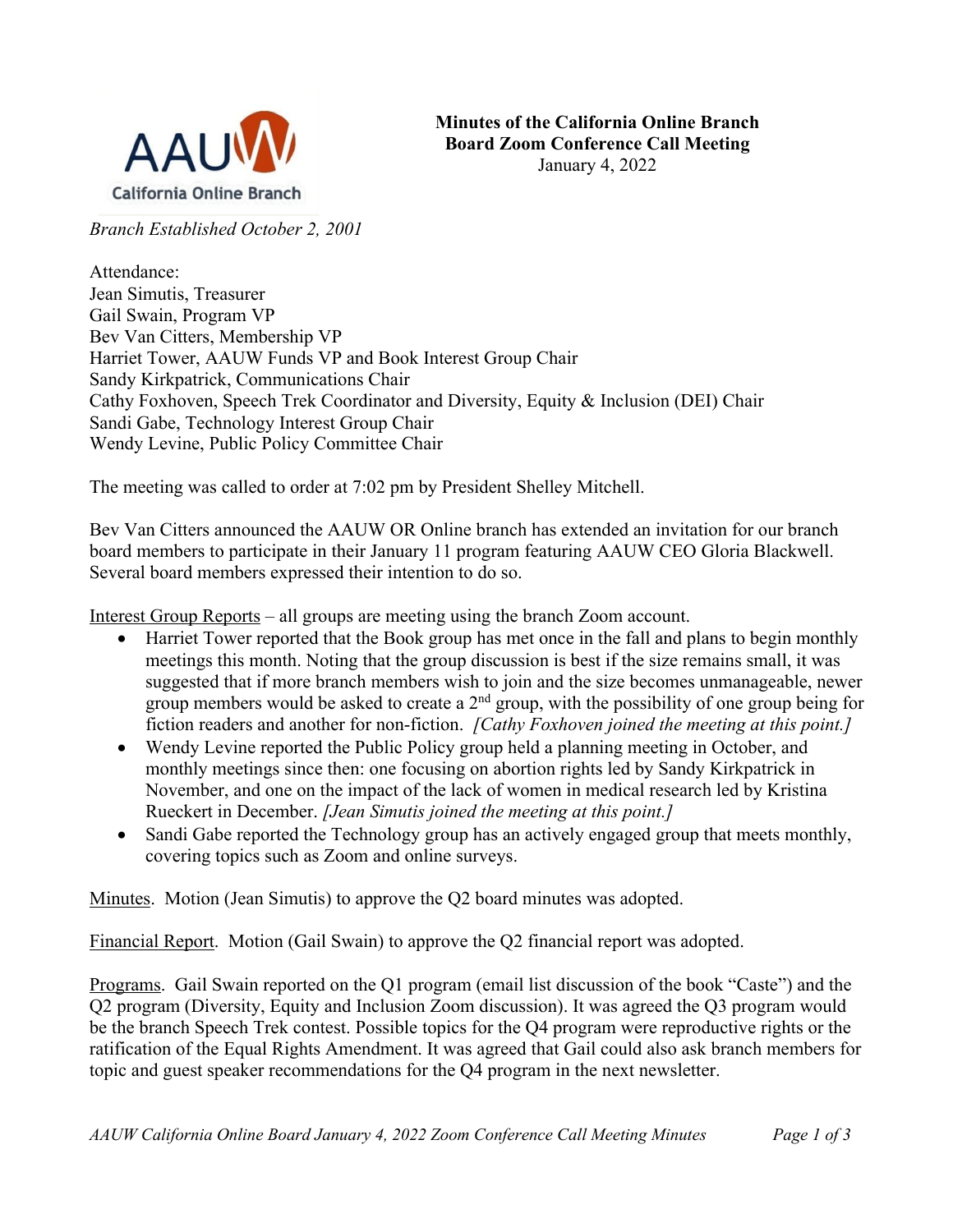**Minutes of the California Online Branch**
**Board Zoom Conference Call Meeting**
January 4, 2022

AAUW California Online Branch

*Branch Established October 2, 2001*

Attendance:
Jean Simutis, Treasurer
Gail Swain, Program VP
Bev Van Citters, Membership VP
Harriet Tower, AAUW Funds VP and Book Interest Group Chair
Sandy Kirkpatrick, Communications Chair
Cathy Foxhoven, Speech Trek Coordinator and Diversity, Equity & Inclusion (DEI) Chair
Sandi Gabe, Technology Interest Group Chair
Wendy Levine, Public Policy Committee Chair

The meeting was called to order at 7:02 pm by President Shelley Mitchell.

Bev Van Citters announced the AAUW OR Online branch has extended an invitation for our branch board members to participate in their January 11 program featuring AAUW CEO Gloria Blackwell. Several board members expressed their intention to do so.

<u>Interest Group Reports</u> – all groups are meeting using the branch Zoom account.

- Harriet Tower reported that the Book group has met once in the fall and plans to begin monthly meetings this month. Noting that the group discussion is best if the size remains small, it was suggested that if more branch members wish to join and the size becomes unmanageable, newer group members would be asked to create a 2nd group, with the possibility of one group being for fiction readers and another for non-fiction. *[Cathy Foxhoven joined the meeting at this point.]*
- Wendy Levine reported the Public Policy group held a planning meeting in October, and monthly meetings since then: one focusing on abortion rights led by Sandy Kirkpatrick in November, and one on the impact of the lack of women in medical research led by Kristina Rueckert in December. *[Jean Simutis joined the meeting at this point.]*
- Sandi Gabe reported the Technology group has an actively engaged group that meets monthly, covering topics such as Zoom and online surveys.

<u>Minutes</u>. Motion (Jean Simutis) to approve the Q2 board minutes was adopted.

<u>Financial Report</u>. Motion (Gail Swain) to approve the Q2 financial report was adopted.

<u>Programs</u>. Gail Swain reported on the Q1 program (email list discussion of the book "Caste") and the Q2 program (Diversity, Equity and Inclusion Zoom discussion). It was agreed the Q3 program would be the branch Speech Trek contest. Possible topics for the Q4 program were reproductive rights or the ratification of the Equal Rights Amendment. It was agreed that Gail could also ask branch members for topic and guest speaker recommendations for the Q4 program in the next newsletter.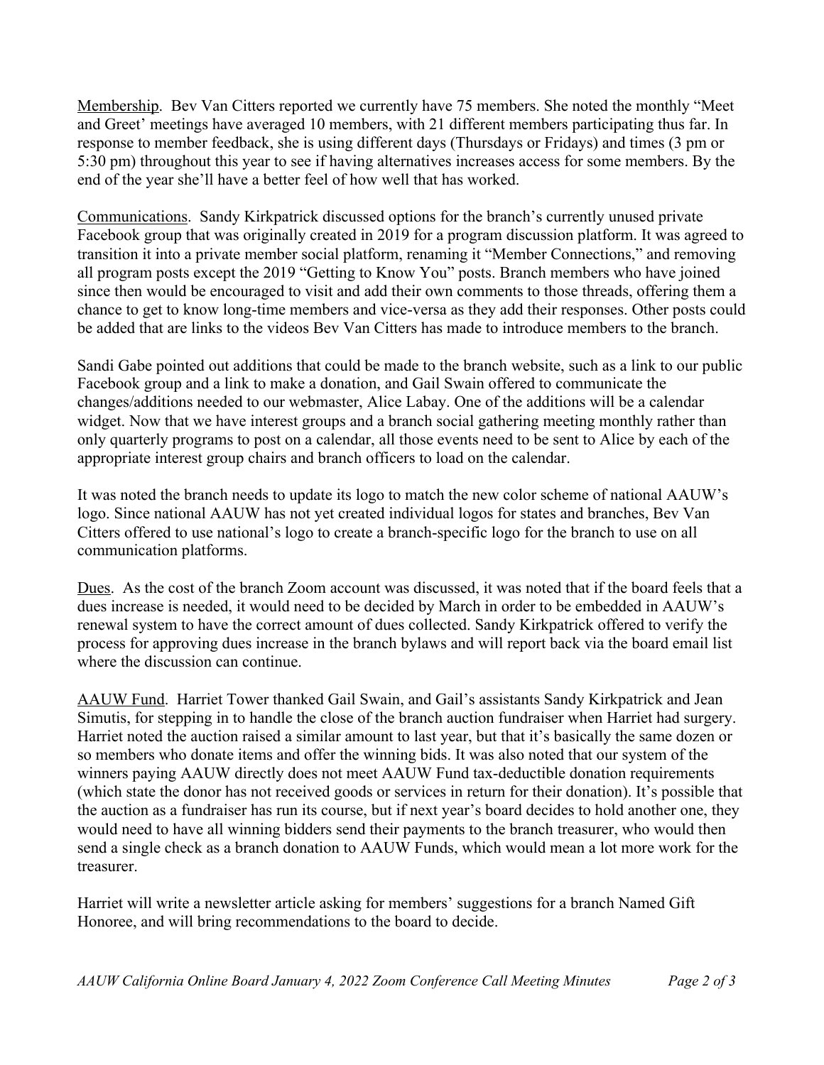Membership. Bev Van Citters reported we currently have 75 members. She noted the monthly "Meet and Greet' meetings have averaged 10 members, with 21 different members participating thus far. In response to member feedback, she is using different days (Thursdays or Fridays) and times (3 pm or 5:30 pm) throughout this year to see if having alternatives increases access for some members. By the end of the year she'll have a better feel of how well that has worked.

Communications. Sandy Kirkpatrick discussed options for the branch's currently unused private Facebook group that was originally created in 2019 for a program discussion platform. It was agreed to transition it into a private member social platform, renaming it "Member Connections," and removing all program posts except the 2019 "Getting to Know You" posts. Branch members who have joined since then would be encouraged to visit and add their own comments to those threads, offering them a chance to get to know long-time members and vice-versa as they add their responses. Other posts could be added that are links to the videos Bev Van Citters has made to introduce members to the branch.

Sandi Gabe pointed out additions that could be made to the branch website, such as a link to our public Facebook group and a link to make a donation, and Gail Swain offered to communicate the changes/additions needed to our webmaster, Alice Labay. One of the additions will be a calendar widget. Now that we have interest groups and a branch social gathering meeting monthly rather than only quarterly programs to post on a calendar, all those events need to be sent to Alice by each of the appropriate interest group chairs and branch officers to load on the calendar.

It was noted the branch needs to update its logo to match the new color scheme of national AAUW's logo. Since national AAUW has not yet created individual logos for states and branches, Bev Van Citters offered to use national's logo to create a branch-specific logo for the branch to use on all communication platforms.

Dues. As the cost of the branch Zoom account was discussed, it was noted that if the board feels that a dues increase is needed, it would need to be decided by March in order to be embedded in AAUW's renewal system to have the correct amount of dues collected. Sandy Kirkpatrick offered to verify the process for approving dues increase in the branch bylaws and will report back via the board email list where the discussion can continue.

AAUW Fund. Harriet Tower thanked Gail Swain, and Gail's assistants Sandy Kirkpatrick and Jean Simutis, for stepping in to handle the close of the branch auction fundraiser when Harriet had surgery. Harriet noted the auction raised a similar amount to last year, but that it's basically the same dozen or so members who donate items and offer the winning bids. It was also noted that our system of the winners paying AAUW directly does not meet AAUW Fund tax-deductible donation requirements (which state the donor has not received goods or services in return for their donation). It's possible that the auction as a fundraiser has run its course, but if next year's board decides to hold another one, they would need to have all winning bidders send their payments to the branch treasurer, who would then send a single check as a branch donation to AAUW Funds, which would mean a lot more work for the treasurer.

Harriet will write a newsletter article asking for members' suggestions for a branch Named Gift Honoree, and will bring recommendations to the board to decide.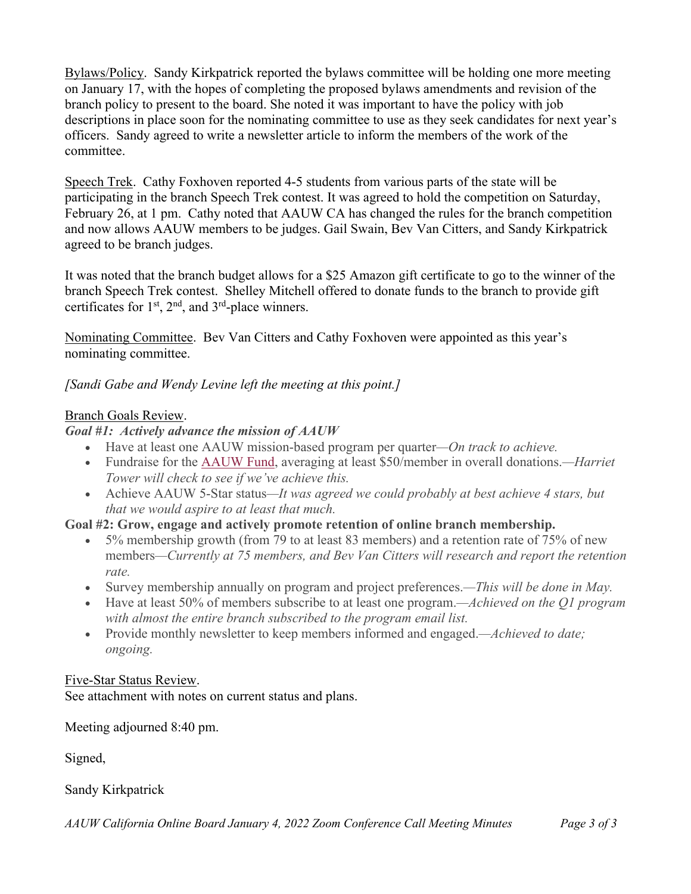Bylaws/Policy. Sandy Kirkpatrick reported the bylaws committee will be holding one more meeting on January 17, with the hopes of completing the proposed bylaws amendments and revision of the branch policy to present to the board. She noted it was important to have the policy with job descriptions in place soon for the nominating committee to use as they seek candidates for next year's officers. Sandy agreed to write a newsletter article to inform the members of the work of the committee.

Speech Trek. Cathy Foxhoven reported 4-5 students from various parts of the state will be participating in the branch Speech Trek contest. It was agreed to hold the competition on Saturday, February 26, at 1 pm. Cathy noted that AAUW CA has changed the rules for the branch competition and now allows AAUW members to be judges. Gail Swain, Bev Van Citters, and Sandy Kirkpatrick agreed to be branch judges.

It was noted that the branch budget allows for a $25 Amazon gift certificate to go to the winner of the branch Speech Trek contest. Shelley Mitchell offered to donate funds to the branch to provide gift certificates for 1st, 2nd, and 3rd-place winners.

Nominating Committee. Bev Van Citters and Cathy Foxhoven were appointed as this year's nominating committee.

*[Sandi Gabe and Wendy Levine left the meeting at this point.]*

Branch Goals Review.

***Goal #1: Actively advance the mission of AAUW***

- Have at least one AAUW mission-based program per quarter—*On track to achieve.*
- Fundraise for the AAUW Fund, averaging at least $50/member in overall donations.—*Harriet Tower will check to see if we've achieve this.*
- Achieve AAUW 5-Star status—*It was agreed we could probably at best achieve 4 stars, but that we would aspire to at least that much.*

**Goal #2: Grow, engage and actively promote retention of online branch membership.**

- 5% membership growth (from 79 to at least 83 members) and a retention rate of 75% of new members—*Currently at 75 members, and Bev Van Citters will research and report the retention rate.*
- Survey membership annually on program and project preferences.—*This will be done in May.*
- Have at least 50% of members subscribe to at least one program.—*Achieved on the Q1 program with almost the entire branch subscribed to the program email list.*
- Provide monthly newsletter to keep members informed and engaged.—*Achieved to date; ongoing.*

Five-Star Status Review.
See attachment with notes on current status and plans.

Meeting adjourned 8:40 pm.

Signed,

Sandy Kirkpatrick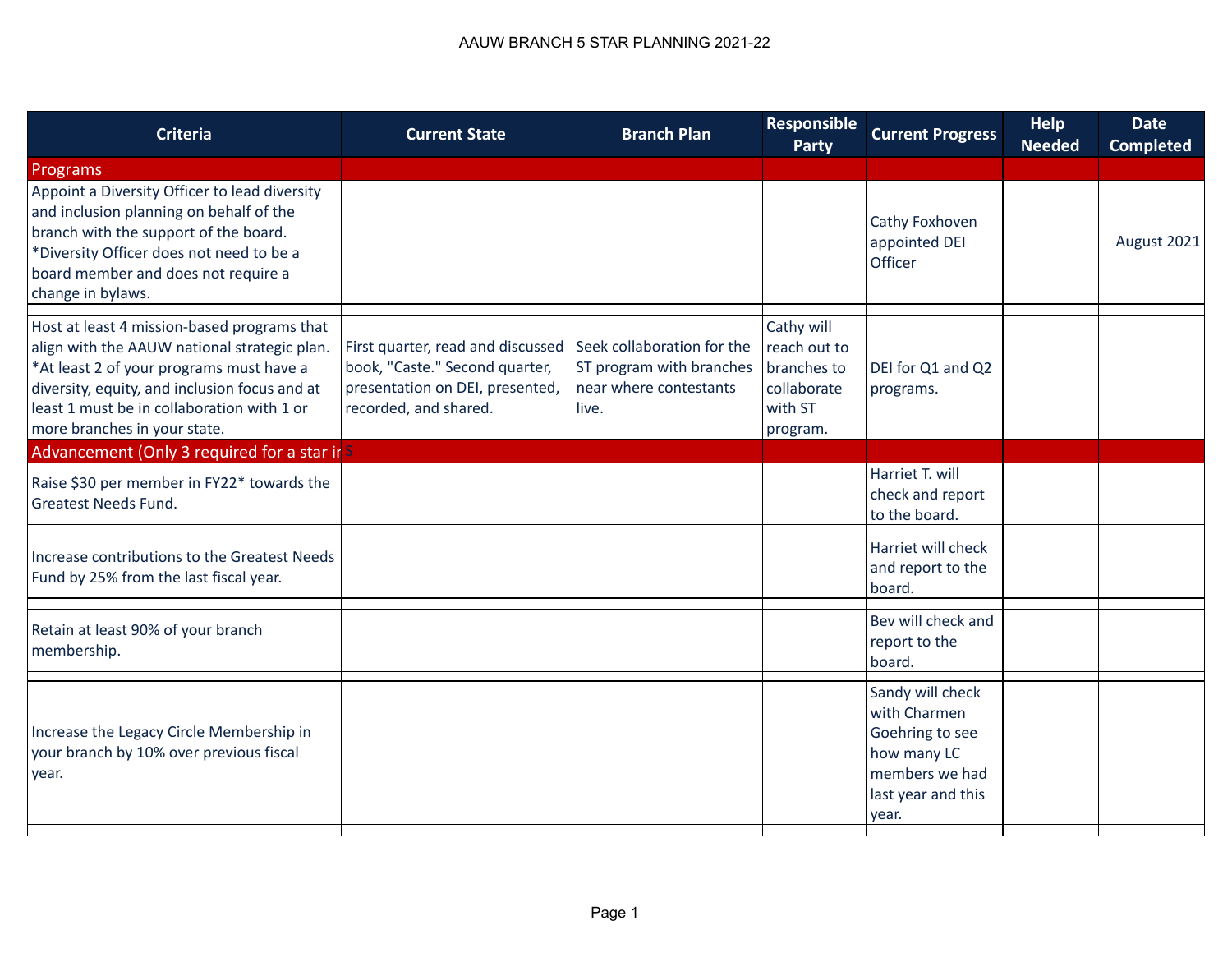# AAUW BRANCH 5 STAR PLANNING 2021-22

| Criteria | Current State | Branch Plan | Responsible Party | Current Progress | Help Needed | Date Completed |
|---|---|---|---|---|---|---|
| Programs | | | | | | |
| Appoint a Diversity Officer to lead diversity and inclusion planning on behalf of the branch with the support of the board. *Diversity Officer does not need to be a board member and does not require a change in bylaws. | | | | Cathy Foxhoven appointed DEI Officer | | August 2021 |
| Host at least 4 mission-based programs that align with the AAUW national strategic plan. *At least 2 of your programs must have a diversity, equity, and inclusion focus and at least 1 must be in collaboration with 1 or more branches in your state. | First quarter, read and discussed book, "Caste." Second quarter, presentation on DEI, presented, recorded, and shared. | Seek collaboration for the ST program with branches near where contestants live. | Cathy will reach out to branches to collaborate with ST program. | DEI for Q1 and Q2 programs. | | |
| Advancement (Only 3 required for a star in S | | | | | | |
| Raise $30 per member in FY22* towards the Greatest Needs Fund. | | | | Harriet T. will check and report to the board. | | |
| Increase contributions to the Greatest Needs Fund by 25% from the last fiscal year. | | | | Harriet will check and report to the board. | | |
| Retain at least 90% of your branch membership. | | | | Bev will check and report to the board. | | |
| Increase the Legacy Circle Membership in your branch by 10% over previous fiscal year. | | | | Sandy will check with Charmen Goehring to see how many LC members we had last year and this year. | | |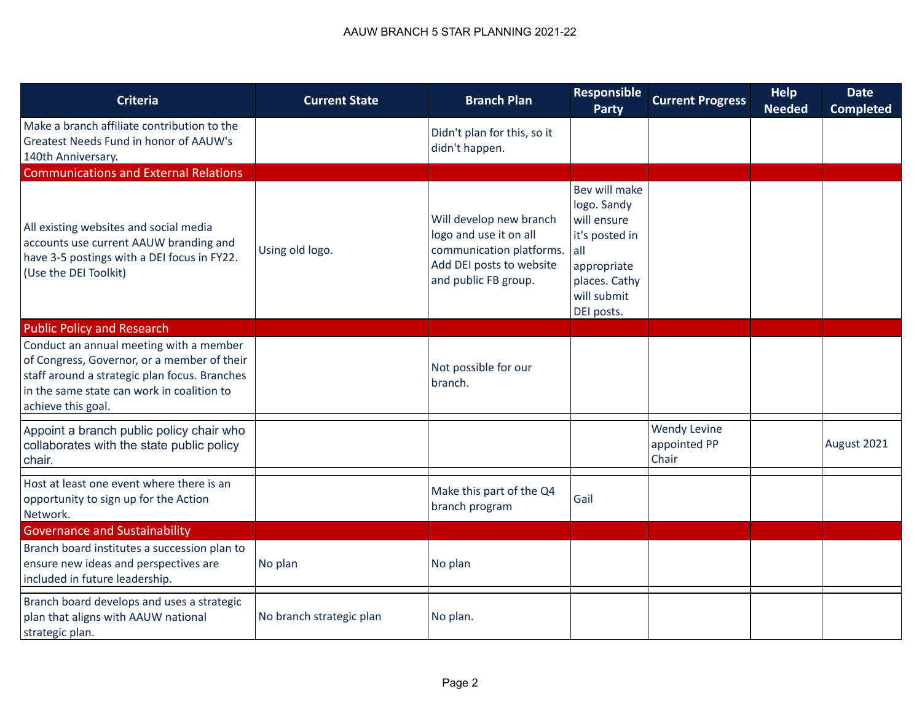AAUW BRANCH 5 STAR PLANNING 2021-22

| Criteria | Current State | Branch Plan | Responsible Party | Current Progress | Help Needed | Date Completed |
|---|---|---|---|---|---|---|
| Make a branch affiliate contribution to the Greatest Needs Fund in honor of AAUW's 140th Anniversary. | | Didn't plan for this, so it didn't happen. | | | | |
| Communications and External Relations | | | | | | |
| All existing websites and social media accounts use current AAUW branding and have 3-5 postings with a DEI focus in FY22. (Use the DEI Toolkit) | Using old logo. | Will develop new branch logo and use it on all communication platforms. Add DEI posts to website and public FB group. | Bev will make logo. Sandy will ensure it's posted in all appropriate places. Cathy will submit DEI posts. | | | |
| Public Policy and Research | | | | | | |
| Conduct an annual meeting with a member of Congress, Governor, or a member of their staff around a strategic plan focus. Branches in the same state can work in coalition to achieve this goal. | | Not possible for our branch. | | | | |
| Appoint a branch public policy chair who collaborates with the state public policy chair. | | | | Wendy Levine appointed PP Chair | | August 2021 |
| Host at least one event where there is an opportunity to sign up for the Action Network. | | Make this part of the Q4 branch program | Gail | | | |
| Governance and Sustainability | | | | | | |
| Branch board institutes a succession plan to ensure new ideas and perspectives are included in future leadership. | No plan | No plan | | | | |
| Branch board develops and uses a strategic plan that aligns with AAUW national strategic plan. | No branch strategic plan | No plan. | | | | |